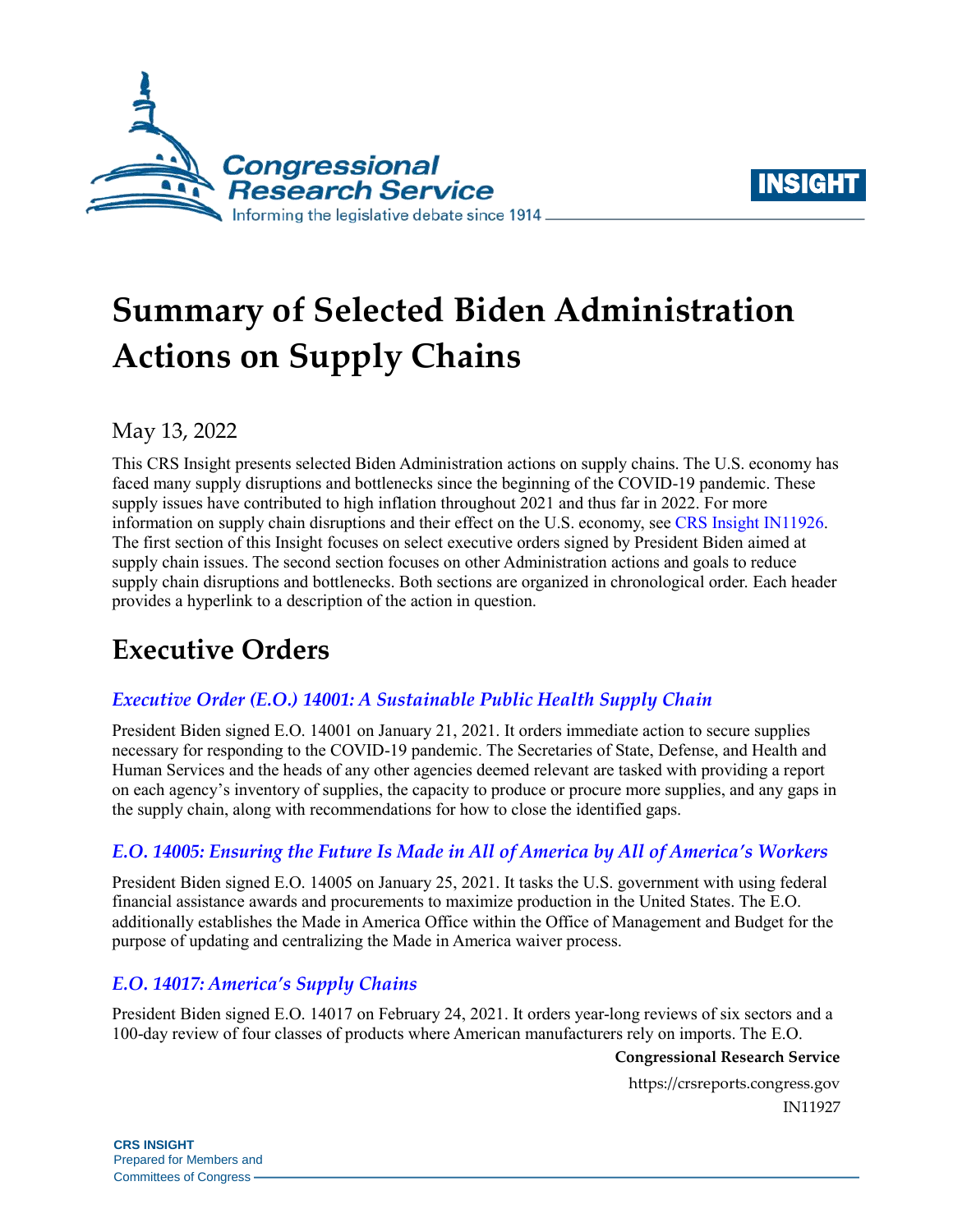# Summary of Selected Biden Administration Actions on Supply Chains

May 13, 2022

This CRS Insight presents selected Biden Administration actions on supply chains. The U.S. economy has faced many supply disruptions and bottlenecks since the beginning of the COVID-19 pandemic. These supply issues have contributed to high inflation throughout 2021 and thus far in 2022. For more information on supply chain disruptions and their effect on the U.S. economy, see CRS Insight IN11926. The first section of this Insight focuses on select executive orders signed by President Biden aimed at supply chain issues. The second section focuses on other Administration actions and goals to reduce supply chain disruptions and bottlenecks. Both sections are organized in chronological order. Each header provides a hyperlink to a description of the action in question.

## Executive Orders

### *Executive Order (E.O.) 14001: A Sustainable Public Health Supply Chain*

President Biden signed E.O. 14001 on January 21, 2021. It orders immediate action to secure supplies necessary for responding to the COVID-19 pandemic. The Secretaries of State, Defense, and Health and Human Services and the heads of any other agencies deemed relevant are tasked with providing a report on each agency's inventory of supplies, the capacity to produce or procure more supplies, and any gaps in the supply chain, along with recommendations for how to close the identified gaps.

### *E.O. 14005: Ensuring the Future Is Made in All of America by All of America's Workers*

President Biden signed E.O. 14005 on January 25, 2021. It tasks the U.S. government with using federal financial assistance awards and procurements to maximize production in the United States. The E.O. additionally establishes the Made in America Office within the Office of Management and Budget for the purpose of updating and centralizing the Made in America waiver process.

### *E.O. 14017: America's Supply Chains*

President Biden signed E.O. 14017 on February 24, 2021. It orders year-long reviews of six sectors and a 100-day review of four classes of products where American manufacturers rely on imports. The E.O.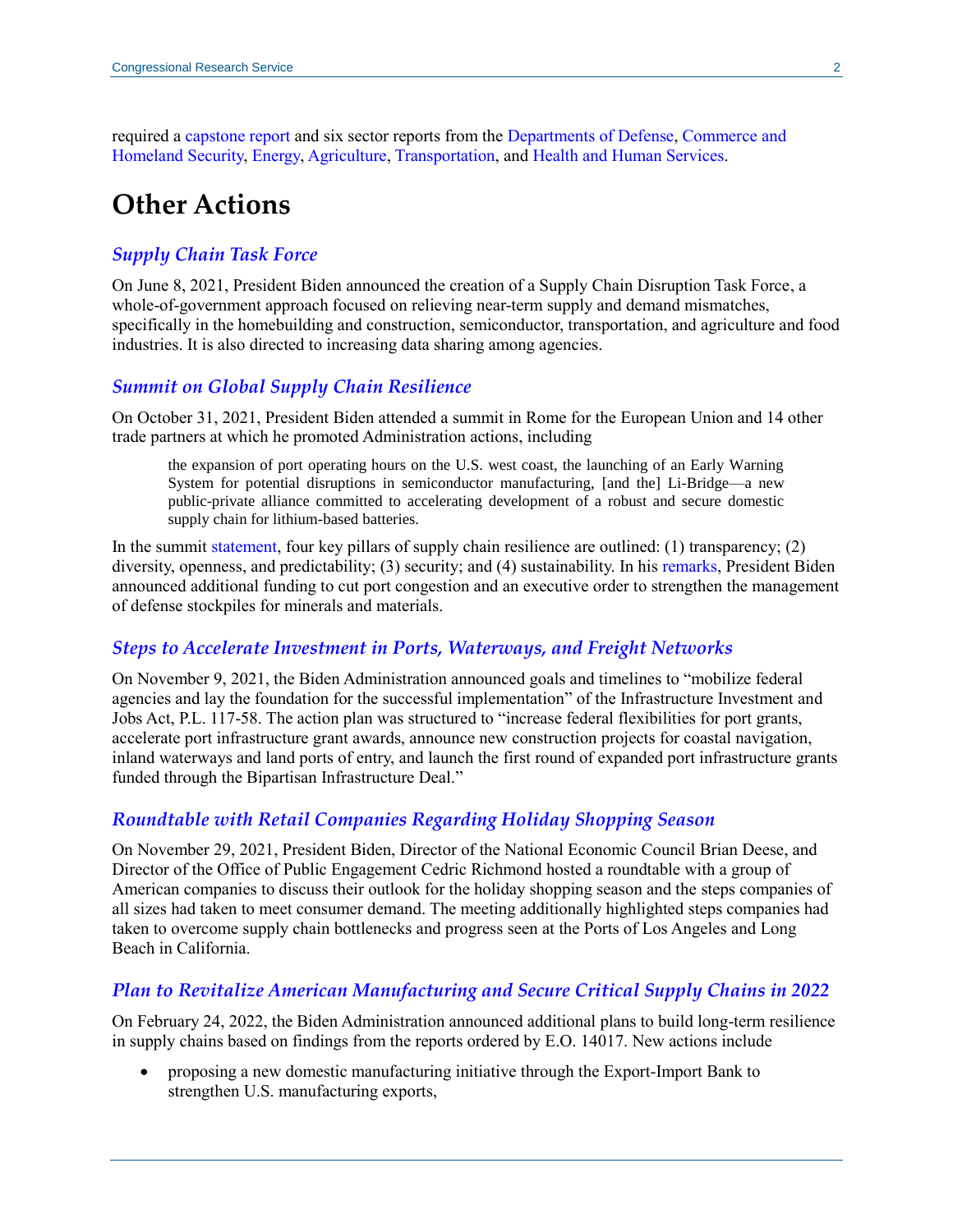required a capstone report and six sector reports from the Departments of Defense, Commerce and Homeland Security, Energy, Agriculture, Transportation, and Health and Human Services.

# Other Actions

### *Supply Chain Task Force*

On June 8, 2021, President Biden announced the creation of a Supply Chain Disruption Task Force, a whole-of-government approach focused on relieving near-term supply and demand mismatches, specifically in the homebuilding and construction, semiconductor, transportation, and agriculture and food industries. It is also directed to increasing data sharing among agencies.

### *Summit on Global Supply Chain Resilience*

On October 31, 2021, President Biden attended a summit in Rome for the European Union and 14 other trade partners at which he promoted Administration actions, including

> the expansion of port operating hours on the U.S. west coast, the launching of an Early Warning System for potential disruptions in semiconductor manufacturing, [and the] Li-Bridge—a new public-private alliance committed to accelerating development of a robust and secure domestic supply chain for lithium-based batteries.

In the summit statement, four key pillars of supply chain resilience are outlined: (1) transparency; (2) diversity, openness, and predictability; (3) security; and (4) sustainability. In his remarks, President Biden announced additional funding to cut port congestion and an executive order to strengthen the management of defense stockpiles for minerals and materials.

### *Steps to Accelerate Investment in Ports, Waterways, and Freight Networks*

On November 9, 2021, the Biden Administration announced goals and timelines to "mobilize federal agencies and lay the foundation for the successful implementation" of the Infrastructure Investment and Jobs Act, P.L. 117-58. The action plan was structured to "increase federal flexibilities for port grants, accelerate port infrastructure grant awards, announce new construction projects for coastal navigation, inland waterways and land ports of entry, and launch the first round of expanded port infrastructure grants funded through the Bipartisan Infrastructure Deal."

### *Roundtable with Retail Companies Regarding Holiday Shopping Season*

On November 29, 2021, President Biden, Director of the National Economic Council Brian Deese, and Director of the Office of Public Engagement Cedric Richmond hosted a roundtable with a group of American companies to discuss their outlook for the holiday shopping season and the steps companies of all sizes had taken to meet consumer demand. The meeting additionally highlighted steps companies had taken to overcome supply chain bottlenecks and progress seen at the Ports of Los Angeles and Long Beach in California.

### *Plan to Revitalize American Manufacturing and Secure Critical Supply Chains in 2022*

On February 24, 2022, the Biden Administration announced additional plans to build long-term resilience in supply chains based on findings from the reports ordered by E.O. 14017. New actions include

- proposing a new domestic manufacturing initiative through the Export-Import Bank to strengthen U.S. manufacturing exports,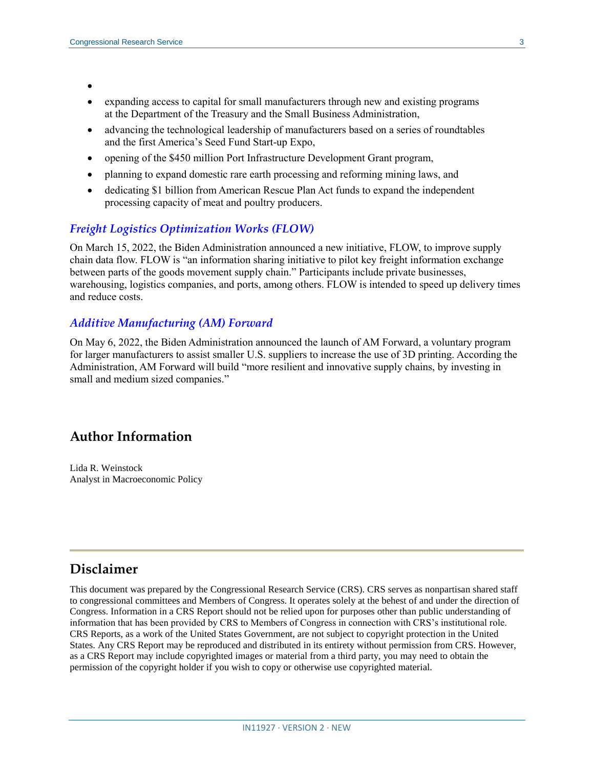- 
- expanding access to capital for small manufacturers through new and existing programs at the Department of the Treasury and the Small Business Administration,
- advancing the technological leadership of manufacturers based on a series of roundtables and the first America's Seed Fund Start-up Expo,
- opening of the $450 million Port Infrastructure Development Grant program,
- planning to expand domestic rare earth processing and reforming mining laws, and
- dedicating $1 billion from American Rescue Plan Act funds to expand the independent processing capacity of meat and poultry producers.

### *Freight Logistics Optimization Works (FLOW)*

On March 15, 2022, the Biden Administration announced a new initiative, FLOW, to improve supply chain data flow. FLOW is "an information sharing initiative to pilot key freight information exchange between parts of the goods movement supply chain." Participants include private businesses, warehousing, logistics companies, and ports, among others. FLOW is intended to speed up delivery times and reduce costs.

### *Additive Manufacturing (AM) Forward*

On May 6, 2022, the Biden Administration announced the launch of AM Forward, a voluntary program for larger manufacturers to assist smaller U.S. suppliers to increase the use of 3D printing. According the Administration, AM Forward will build "more resilient and innovative supply chains, by investing in small and medium sized companies."

## Author Information

Lida R. Weinstock
Analyst in Macroeconomic Policy

## Disclaimer

This document was prepared by the Congressional Research Service (CRS). CRS serves as nonpartisan shared staff to congressional committees and Members of Congress. It operates solely at the behest of and under the direction of Congress. Information in a CRS Report should not be relied upon for purposes other than public understanding of information that has been provided by CRS to Members of Congress in connection with CRS's institutional role. CRS Reports, as a work of the United States Government, are not subject to copyright protection in the United States. Any CRS Report may be reproduced and distributed in its entirety without permission from CRS. However, as a CRS Report may include copyrighted images or material from a third party, you may need to obtain the permission of the copyright holder if you wish to copy or otherwise use copyrighted material.